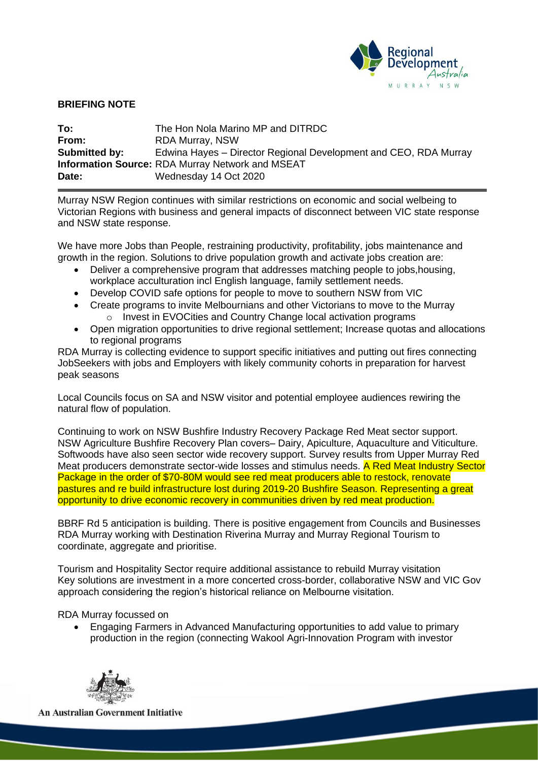**BRIEFING NOTE**

**To:** The Hon Nola Marino MP and DITRDC
**From:** RDA Murray, NSW
**Submitted by:** Edwina Hayes – Director Regional Development and CEO, RDA Murray
**Information Source:** RDA Murray Network and MSEAT
**Date:** Wednesday 14 Oct 2020

---

Murray NSW Region continues with similar restrictions on economic and social welbeing to Victorian Regions with business and general impacts of disconnect between VIC state response and NSW state response.

We have more Jobs than People, restraining productivity, profitability, jobs maintenance and growth in the region. Solutions to drive population growth and activate jobs creation are:

- Deliver a comprehensive program that addresses matching people to jobs,housing, workplace acculturation incl English language, family settlement needs.
- Develop COVID safe options for people to move to southern NSW from VIC
- Create programs to invite Melbournians and other Victorians to move to the Murray
  - Invest in EVOCities and Country Change local activation programs
- Open migration opportunities to drive regional settlement; Increase quotas and allocations to regional programs

RDA Murray is collecting evidence to support specific initiatives and putting out fires connecting JobSeekers with jobs and Employers with likely community cohorts in preparation for harvest peak seasons

Local Councils focus on SA and NSW visitor and potential employee audiences rewiring the natural flow of population.

Continuing to work on NSW Bushfire Industry Recovery Package Red Meat sector support. NSW Agriculture Bushfire Recovery Plan covers– Dairy, Apiculture, Aquaculture and Viticulture. Softwoods have also seen sector wide recovery support. Survey results from Upper Murray Red Meat producers demonstrate sector-wide losses and stimulus needs. A Red Meat Industry Sector Package in the order of $70-80M would see red meat producers able to restock, renovate pastures and re build infrastructure lost during 2019-20 Bushfire Season. Representing a great opportunity to drive economic recovery in communities driven by red meat production.

BBRF Rd 5 anticipation is building. There is positive engagement from Councils and Businesses RDA Murray working with Destination Riverina Murray and Murray Regional Tourism to coordinate, aggregate and prioritise.

Tourism and Hospitality Sector require additional assistance to rebuild Murray visitation Key solutions are investment in a more concerted cross-border, collaborative NSW and VIC Gov approach considering the region's historical reliance on Melbourne visitation.

RDA Murray focussed on

- Engaging Farmers in Advanced Manufacturing opportunities to add value to primary production in the region (connecting Wakool Agri-Innovation Program with investor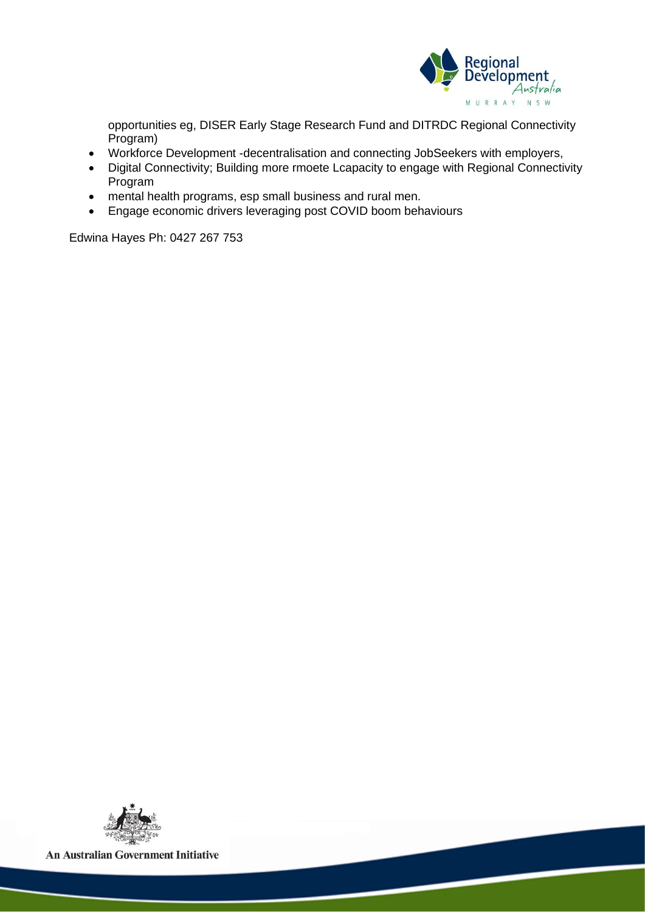opportunities eg, DISER Early Stage Research Fund and DITRDC Regional Connectivity Program)

- Workforce Development -decentralisation and connecting JobSeekers with employers,
- Digital Connectivity; Building more rmoete Lcapacity to engage with Regional Connectivity Program
- mental health programs, esp small business and rural men.
- Engage economic drivers leveraging post COVID boom behaviours

Edwina Hayes Ph: 0427 267 753